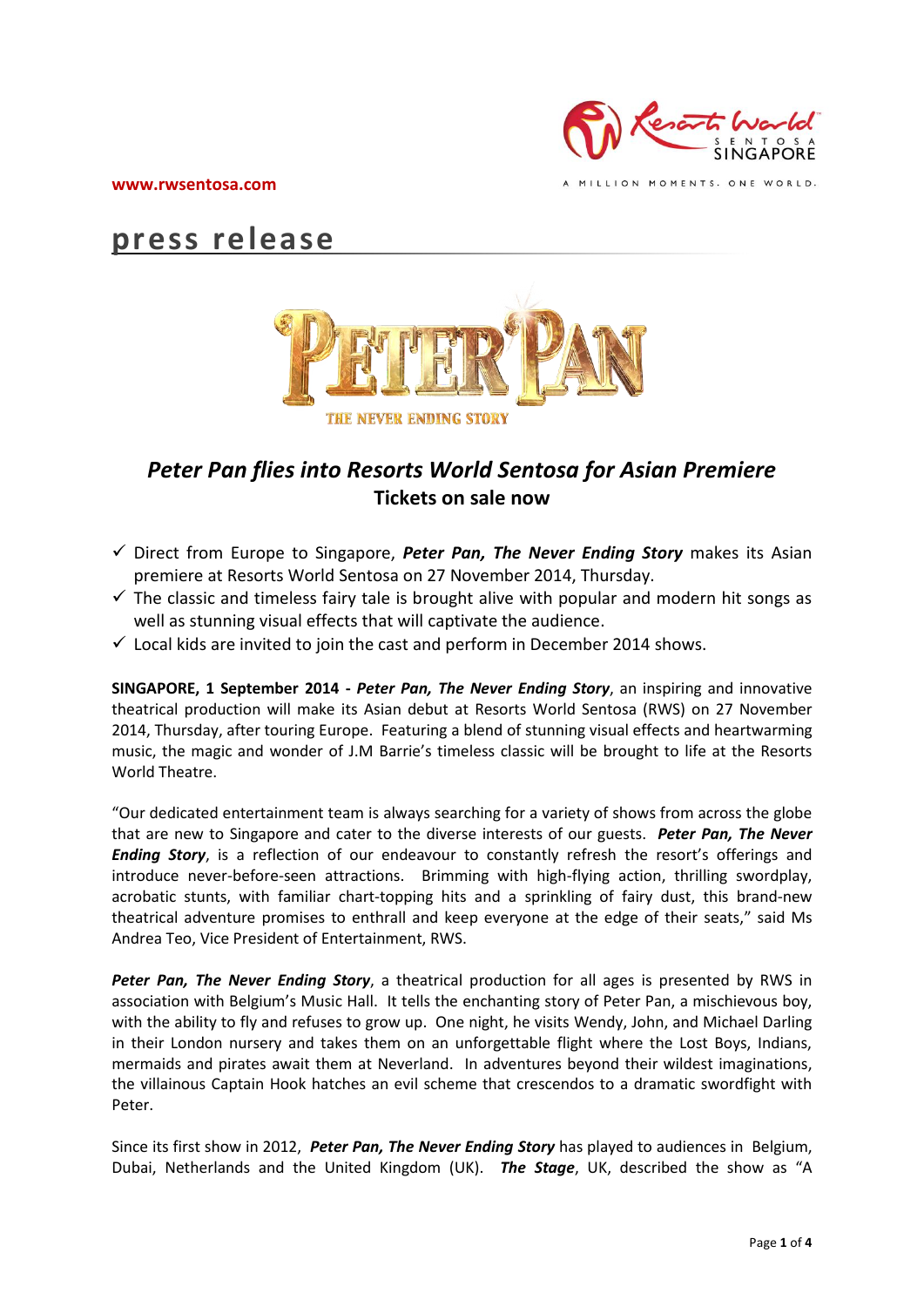www.rwsentosa.com

Resorts World Sentosa Singapore

A MILLION MOMENTS. ONE WORLD.

# press release

PETER PAN

THE NEVER ENDING STORY

## *Peter Pan flies into Resorts World Sentosa for Asian Premiere*

### Tickets on sale now

- ✓ Direct from Europe to Singapore, ***Peter Pan, The Never Ending Story*** makes its Asian premiere at Resorts World Sentosa on 27 November 2014, Thursday.
- ✓ The classic and timeless fairy tale is brought alive with popular and modern hit songs as well as stunning visual effects that will captivate the audience.
- ✓ Local kids are invited to join the cast and perform in December 2014 shows.

**SINGAPORE, 1 September 2014 -** ***Peter Pan, The Never Ending Story***, an inspiring and innovative theatrical production will make its Asian debut at Resorts World Sentosa (RWS) on 27 November 2014, Thursday, after touring Europe. Featuring a blend of stunning visual effects and heartwarming music, the magic and wonder of J.M Barrie's timeless classic will be brought to life at the Resorts World Theatre.

"Our dedicated entertainment team is always searching for a variety of shows from across the globe that are new to Singapore and cater to the diverse interests of our guests. ***Peter Pan, The Never Ending Story***, is a reflection of our endeavour to constantly refresh the resort's offerings and introduce never-before-seen attractions. Brimming with high-flying action, thrilling swordplay, acrobatic stunts, with familiar chart-topping hits and a sprinkling of fairy dust, this brand-new theatrical adventure promises to enthrall and keep everyone at the edge of their seats," said Ms Andrea Teo, Vice President of Entertainment, RWS.

***Peter Pan, The Never Ending Story***, a theatrical production for all ages is presented by RWS in association with Belgium's Music Hall. It tells the enchanting story of Peter Pan, a mischievous boy, with the ability to fly and refuses to grow up. One night, he visits Wendy, John, and Michael Darling in their London nursery and takes them on an unforgettable flight where the Lost Boys, Indians, mermaids and pirates await them at Neverland. In adventures beyond their wildest imaginations, the villainous Captain Hook hatches an evil scheme that crescendos to a dramatic swordfight with Peter.

Since its first show in 2012, ***Peter Pan, The Never Ending Story*** has played to audiences in Belgium, Dubai, Netherlands and the United Kingdom (UK). ***The Stage***, UK, described the show as "A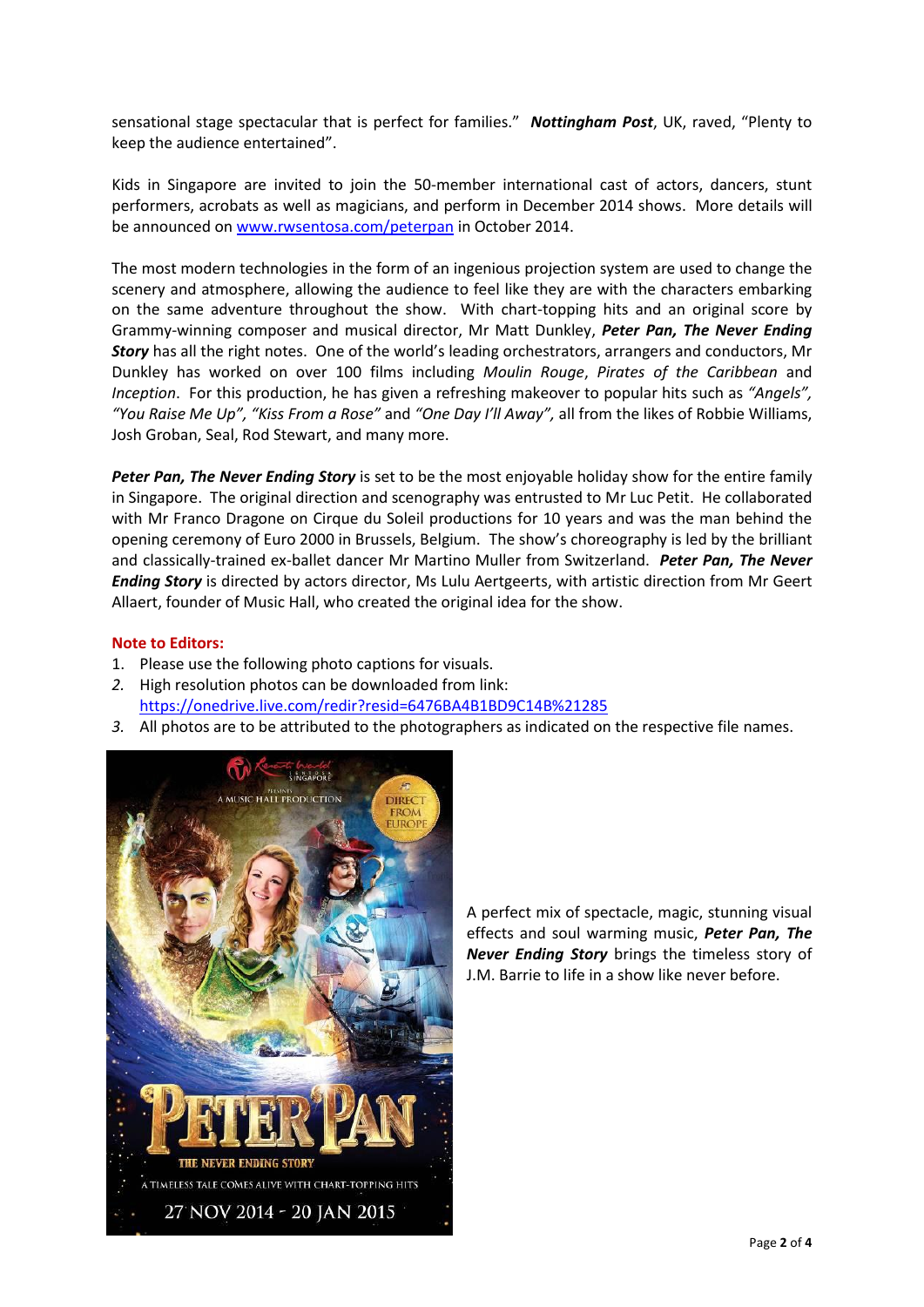sensational stage spectacular that is perfect for families." ***Nottingham Post***, UK, raved, "Plenty to keep the audience entertained".

Kids in Singapore are invited to join the 50-member international cast of actors, dancers, stunt performers, acrobats as well as magicians, and perform in December 2014 shows. More details will be announced on [www.rwsentosa.com/peterpan](http://www.rwsentosa.com/peterpan) in October 2014.

The most modern technologies in the form of an ingenious projection system are used to change the scenery and atmosphere, allowing the audience to feel like they are with the characters embarking on the same adventure throughout the show. With chart-topping hits and an original score by Grammy-winning composer and musical director, Mr Matt Dunkley, ***Peter Pan, The Never Ending Story*** has all the right notes. One of the world's leading orchestrators, arrangers and conductors, Mr Dunkley has worked on over 100 films including *Moulin Rouge*, *Pirates of the Caribbean* and *Inception*. For this production, he has given a refreshing makeover to popular hits such as *"Angels", "You Raise Me Up", "Kiss From a Rose"* and *"One Day I'll Away",* all from the likes of Robbie Williams, Josh Groban, Seal, Rod Stewart, and many more.

***Peter Pan, The Never Ending Story*** is set to be the most enjoyable holiday show for the entire family in Singapore. The original direction and scenography was entrusted to Mr Luc Petit. He collaborated with Mr Franco Dragone on Cirque du Soleil productions for 10 years and was the man behind the opening ceremony of Euro 2000 in Brussels, Belgium. The show's choreography is led by the brilliant and classically-trained ex-ballet dancer Mr Martino Muller from Switzerland. ***Peter Pan, The Never Ending Story*** is directed by actors director, Ms Lulu Aertgeerts, with artistic direction from Mr Geert Allaert, founder of Music Hall, who created the original idea for the show.

**Note to Editors:**

1. Please use the following photo captions for visuals.
2. High resolution photos can be downloaded from link: [https://onedrive.live.com/redir?resid=6476BA4B1BD9C14B%21285](https://onedrive.live.com/redir?resid=6476BA4B1BD9C14B%21285)
3. All photos are to be attributed to the photographers as indicated on the respective file names.

A perfect mix of spectacle, magic, stunning visual effects and soul warming music, ***Peter Pan, The Never Ending Story*** brings the timeless story of J.M. Barrie to life in a show like never before.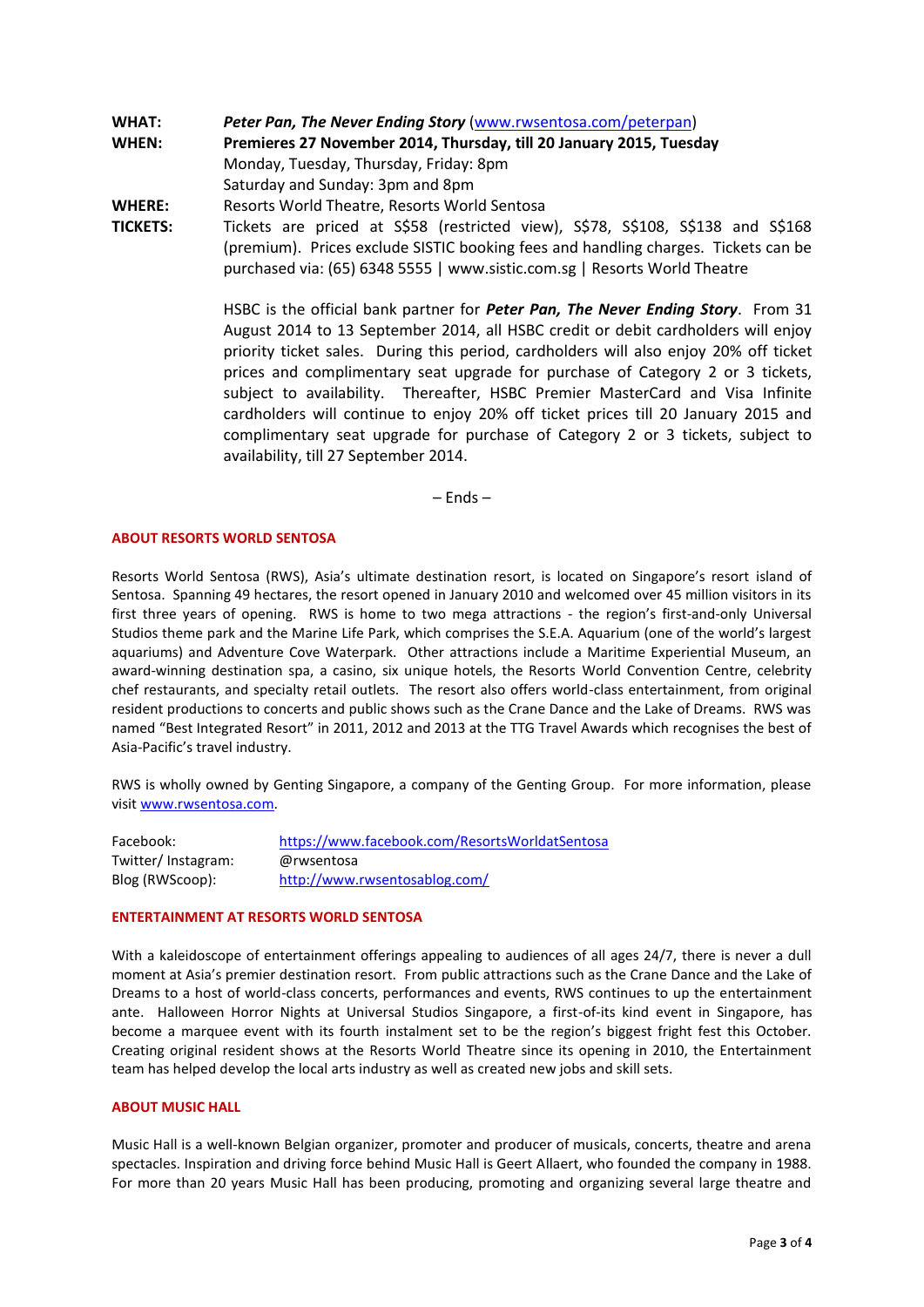**WHAT:** ***Peter Pan, The Never Ending Story*** (www.rwsentosa.com/peterpan)

**WHEN:** **Premieres 27 November 2014, Thursday, till 20 January 2015, Tuesday**
Monday, Tuesday, Thursday, Friday: 8pm
Saturday and Sunday: 3pm and 8pm

**WHERE:** Resorts World Theatre, Resorts World Sentosa

**TICKETS:** Tickets are priced at S$58 (restricted view), S$78, S$108, S$138 and S$168 (premium). Prices exclude SISTIC booking fees and handling charges. Tickets can be purchased via: (65) 6348 5555 | www.sistic.com.sg | Resorts World Theatre

HSBC is the official bank partner for ***Peter Pan, The Never Ending Story***. From 31 August 2014 to 13 September 2014, all HSBC credit or debit cardholders will enjoy priority ticket sales. During this period, cardholders will also enjoy 20% off ticket prices and complimentary seat upgrade for purchase of Category 2 or 3 tickets, subject to availability. Thereafter, HSBC Premier MasterCard and Visa Infinite cardholders will continue to enjoy 20% off ticket prices till 20 January 2015 and complimentary seat upgrade for purchase of Category 2 or 3 tickets, subject to availability, till 27 September 2014.

– Ends –

## ABOUT RESORTS WORLD SENTOSA

Resorts World Sentosa (RWS), Asia's ultimate destination resort, is located on Singapore's resort island of Sentosa. Spanning 49 hectares, the resort opened in January 2010 and welcomed over 45 million visitors in its first three years of opening. RWS is home to two mega attractions - the region's first-and-only Universal Studios theme park and the Marine Life Park, which comprises the S.E.A. Aquarium (one of the world's largest aquariums) and Adventure Cove Waterpark. Other attractions include a Maritime Experiential Museum, an award-winning destination spa, a casino, six unique hotels, the Resorts World Convention Centre, celebrity chef restaurants, and specialty retail outlets. The resort also offers world-class entertainment, from original resident productions to concerts and public shows such as the Crane Dance and the Lake of Dreams. RWS was named "Best Integrated Resort" in 2011, 2012 and 2013 at the TTG Travel Awards which recognises the best of Asia-Pacific's travel industry.

RWS is wholly owned by Genting Singapore, a company of the Genting Group. For more information, please visit www.rwsentosa.com.

| | |
|---|---|
| Facebook: | https://www.facebook.com/ResortsWorldatSentosa |
| Twitter/ Instagram: | @rwsentosa |
| Blog (RWScoop): | http://www.rwsentosablog.com/ |

## ENTERTAINMENT AT RESORTS WORLD SENTOSA

With a kaleidoscope of entertainment offerings appealing to audiences of all ages 24/7, there is never a dull moment at Asia's premier destination resort. From public attractions such as the Crane Dance and the Lake of Dreams to a host of world-class concerts, performances and events, RWS continues to up the entertainment ante. Halloween Horror Nights at Universal Studios Singapore, a first-of-its kind event in Singapore, has become a marquee event with its fourth instalment set to be the region's biggest fright fest this October. Creating original resident shows at the Resorts World Theatre since its opening in 2010, the Entertainment team has helped develop the local arts industry as well as created new jobs and skill sets.

## ABOUT MUSIC HALL

Music Hall is a well-known Belgian organizer, promoter and producer of musicals, concerts, theatre and arena spectacles. Inspiration and driving force behind Music Hall is Geert Allaert, who founded the company in 1988. For more than 20 years Music Hall has been producing, promoting and organizing several large theatre and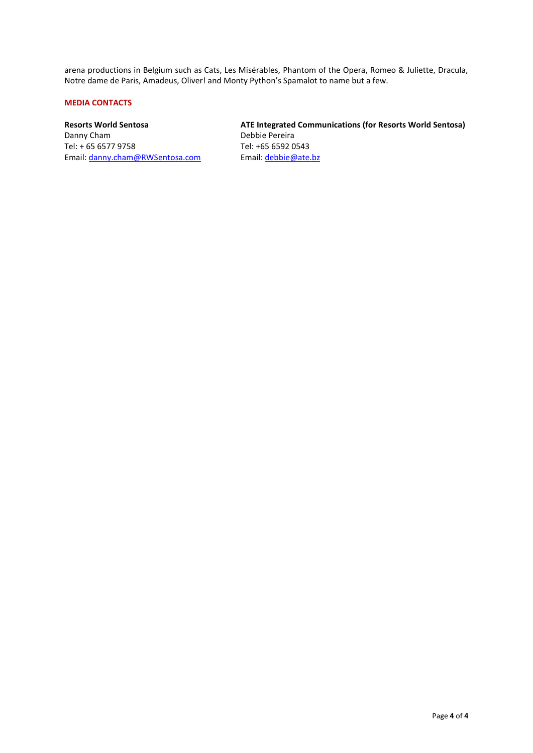arena productions in Belgium such as Cats, Les Misérables, Phantom of the Opera, Romeo & Juliette, Dracula, Notre dame de Paris, Amadeus, Oliver! and Monty Python's Spamalot to name but a few.

**MEDIA CONTACTS**

**Resorts World Sentosa**
Danny Cham
Tel: + 65 6577 9758
Email: danny.cham@RWSentosa.com

**ATE Integrated Communications (for Resorts World Sentosa)**
Debbie Pereira
Tel: +65 6592 0543
Email: debbie@ate.bz